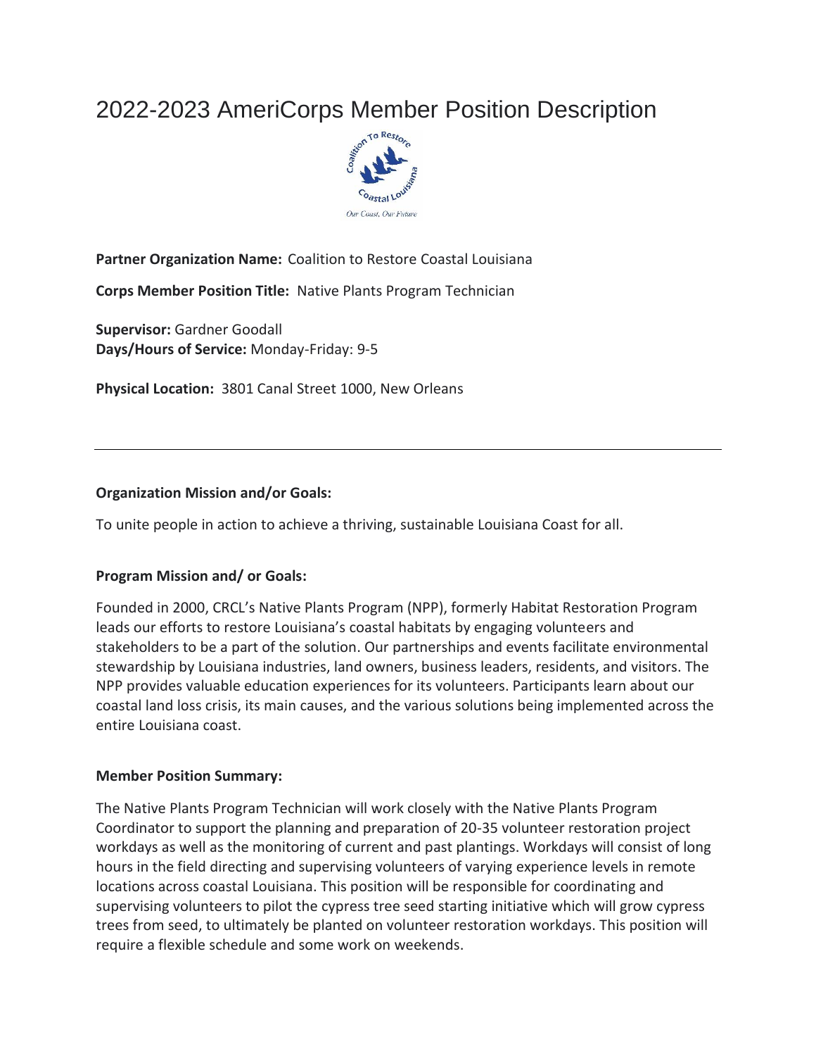# 2022-2023 AmeriCorps Member Position Description

**Partner Organization Name:** Coalition to Restore Coastal Louisiana

**Corps Member Position Title:** Native Plants Program Technician

**Supervisor:** Gardner Goodall
**Days/Hours of Service:** Monday-Friday: 9-5

**Physical Location:** 3801 Canal Street 1000, New Orleans

---

**Organization Mission and/or Goals:**

To unite people in action to achieve a thriving, sustainable Louisiana Coast for all.

**Program Mission and/ or Goals:**

Founded in 2000, CRCL's Native Plants Program (NPP), formerly Habitat Restoration Program leads our efforts to restore Louisiana's coastal habitats by engaging volunteers and stakeholders to be a part of the solution. Our partnerships and events facilitate environmental stewardship by Louisiana industries, land owners, business leaders, residents, and visitors. The NPP provides valuable education experiences for its volunteers. Participants learn about our coastal land loss crisis, its main causes, and the various solutions being implemented across the entire Louisiana coast.

**Member Position Summary:**

The Native Plants Program Technician will work closely with the Native Plants Program Coordinator to support the planning and preparation of 20-35 volunteer restoration project workdays as well as the monitoring of current and past plantings. Workdays will consist of long hours in the field directing and supervising volunteers of varying experience levels in remote locations across coastal Louisiana. This position will be responsible for coordinating and supervising volunteers to pilot the cypress tree seed starting initiative which will grow cypress trees from seed, to ultimately be planted on volunteer restoration workdays. This position will require a flexible schedule and some work on weekends.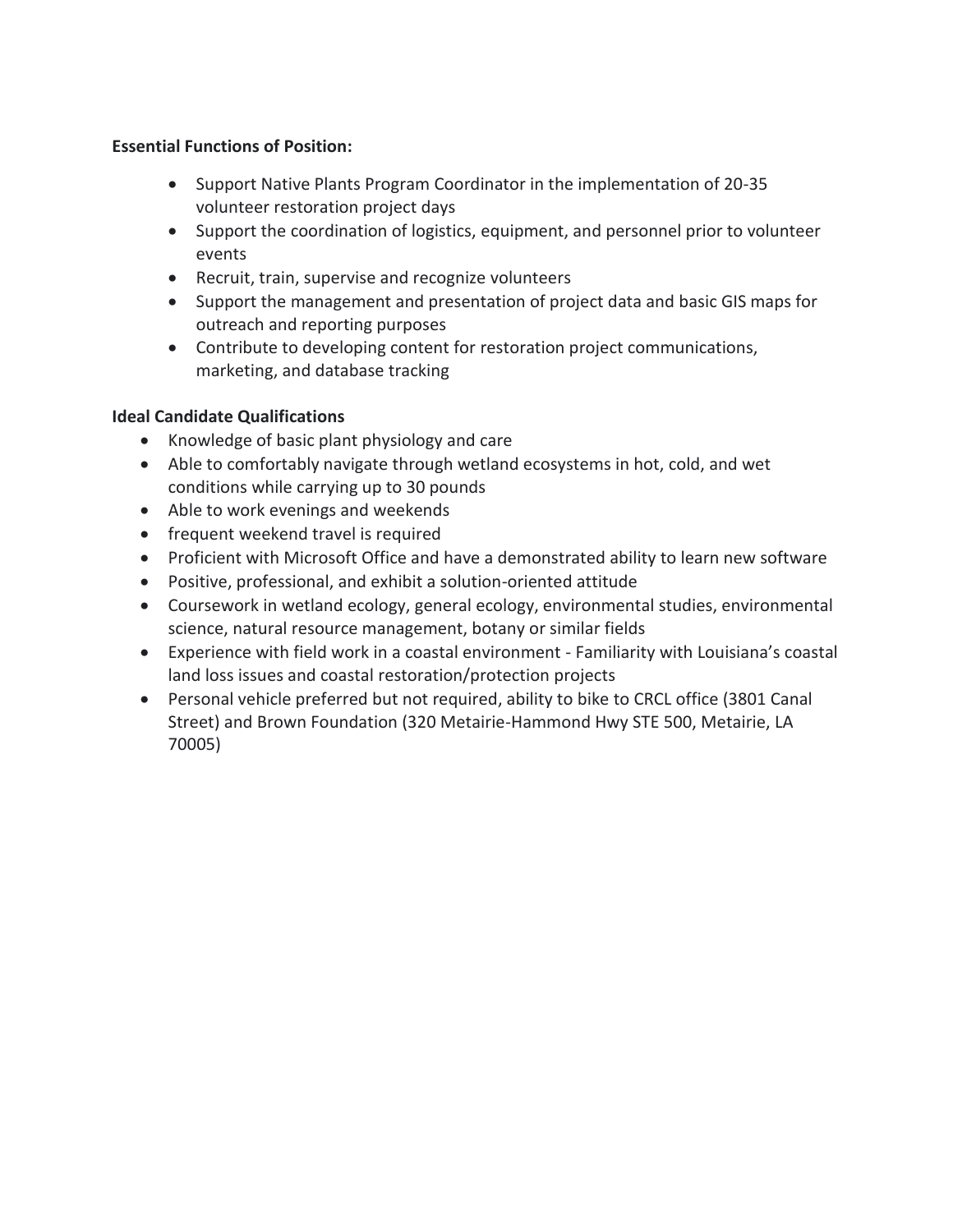**Essential Functions of Position:**

- Support Native Plants Program Coordinator in the implementation of 20-35 volunteer restoration project days
- Support the coordination of logistics, equipment, and personnel prior to volunteer events
- Recruit, train, supervise and recognize volunteers
- Support the management and presentation of project data and basic GIS maps for outreach and reporting purposes
- Contribute to developing content for restoration project communications, marketing, and database tracking

**Ideal Candidate Qualifications**

- Knowledge of basic plant physiology and care
- Able to comfortably navigate through wetland ecosystems in hot, cold, and wet conditions while carrying up to 30 pounds
- Able to work evenings and weekends
- frequent weekend travel is required
- Proficient with Microsoft Office and have a demonstrated ability to learn new software
- Positive, professional, and exhibit a solution-oriented attitude
- Coursework in wetland ecology, general ecology, environmental studies, environmental science, natural resource management, botany or similar fields
- Experience with field work in a coastal environment - Familiarity with Louisiana's coastal land loss issues and coastal restoration/protection projects
- Personal vehicle preferred but not required, ability to bike to CRCL office (3801 Canal Street) and Brown Foundation (320 Metairie-Hammond Hwy STE 500, Metairie, LA 70005)